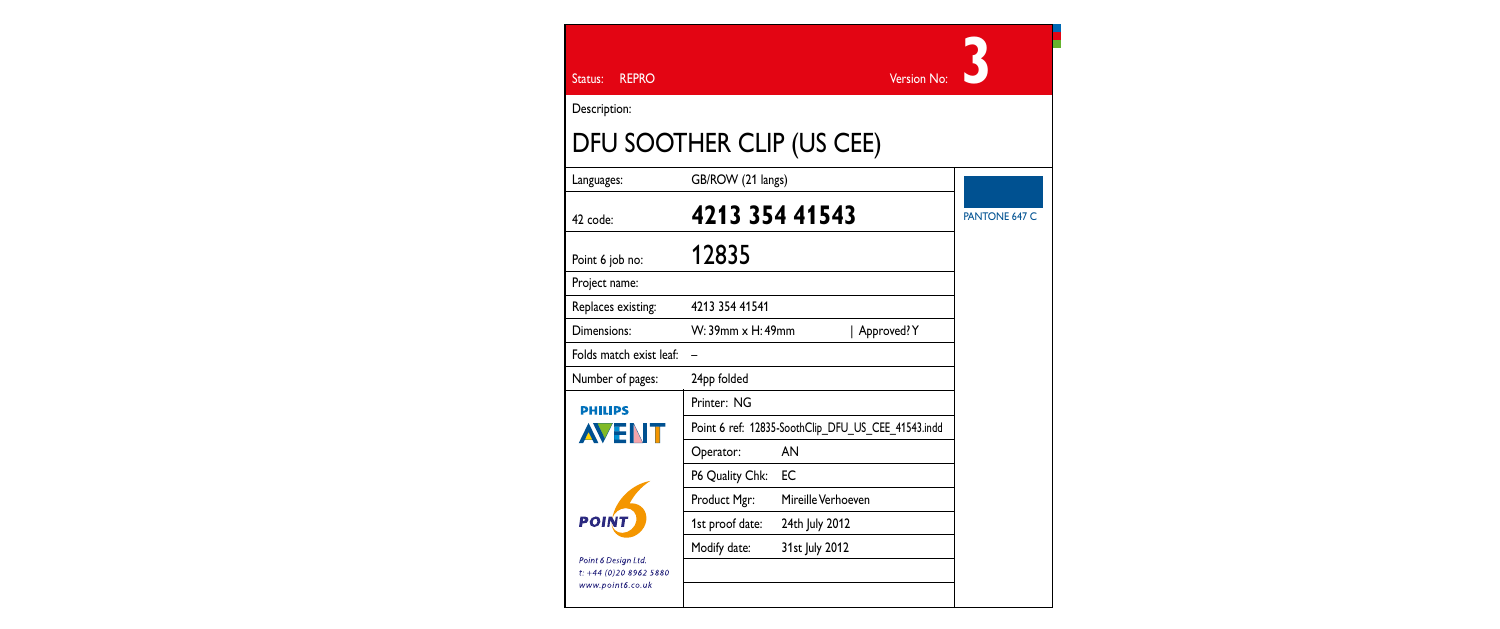Status: REPRO

Version No: **3**

Description:

# DFU SOOTHER CLIP (US CEE)

| | | |
|---|---|---|
| Languages: | GB/ROW (21 langs) | |
| 42 code: | **4213 354 41543** | PANTONE 647 C |
| Point 6 job no: | 12835 | |
| Project name: | | |
| Replaces existing: | 4213 354 41541 | |
| Dimensions: | W: 39mm x H: 49mm &#124; Approved? Y | |
| Folds match exist leaf: | – | |
| Number of pages: | 24pp folded | |
| PHILIPS AVENT | Printer: NG | |
| | Point 6 ref: 12835-SoothClip_DFU_US_CEE_41543.indd | |
| | Operator: AN | |
| | P6 Quality Chk: EC | |
| POINT 6 | Product Mgr: Mireille Verhoeven | |
| | 1st proof date: 24th July 2012 | |
| | Modify date: 31st July 2012 | |
| *Point 6 Design Ltd.* *t: +44 (0)20 8962 5880* *www.point6.co.uk* | | |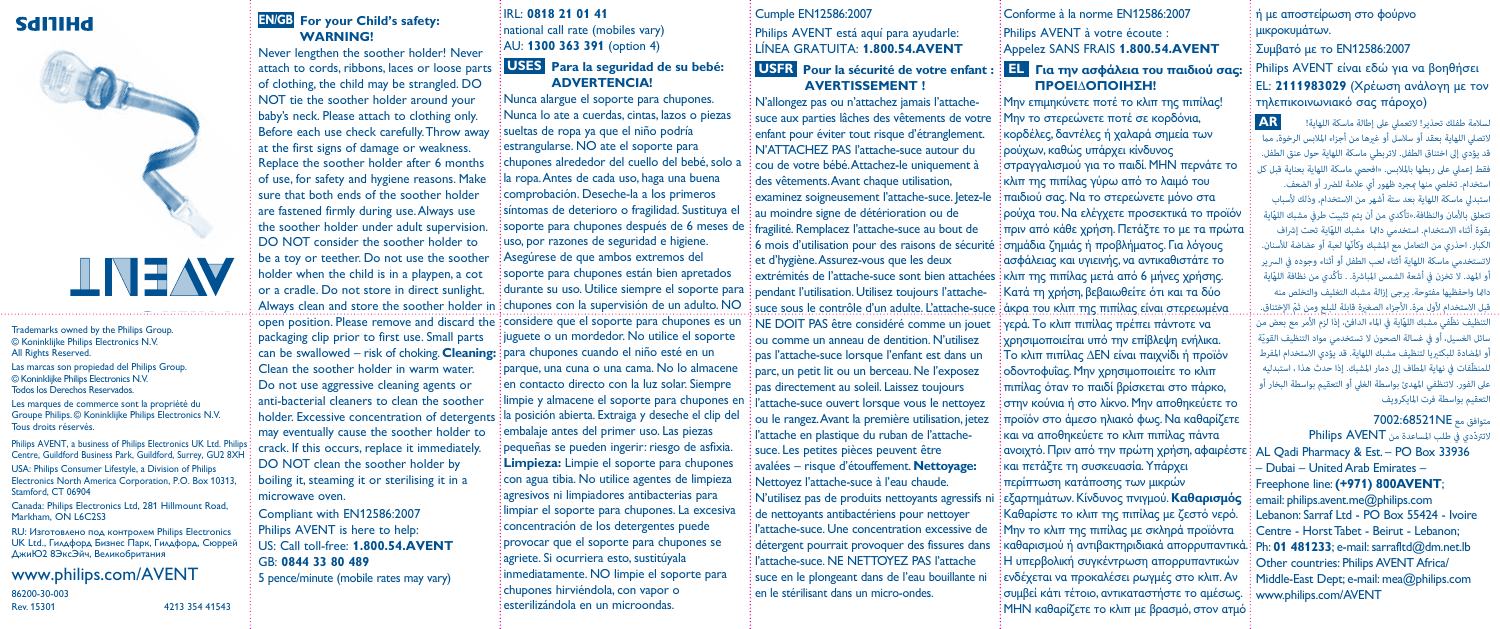PHILIPS

AVENT

Trademarks owned by the Philips Group.
© Koninklijke Philips Electronics N.V.
All Rights Reserved.

Las marcas son propiedad del Philips Group.
© Koninklijke Philips Electronics N.V.
Todos los Derechos Reservados.

Les marques de commerce sont la propriété du Groupe Philips. © Koninklijke Philips Electronics N.V. Tous droits réservés.

Philips AVENT, a business of Philips Electronics UK Ltd. Philips Centre, Guildford Business Park, Guildford, Surrey, GU2 8XH

USA: Philips Consumer Lifestyle, a Division of Philips Electronics North America Corporation, P.O. Box 10313, Stamford, CT 06904

Canada: Philips Electronics Ltd, 281 Hillmount Road, Markham, ON L6C2S3

RU: Изготовлено под контролем Philips Electronics UK Ltd., Гилдфорд Бизнес Парк, Гилдфорд, Сюррей ДжиЮ2 8ЭксЭйч, Великобритания

www.philips.com/AVENT

86200-30-003
Rev. 15301 4213 354 41543

## EN/GB For your Child's safety: WARNING!

Never lengthen the soother holder! Never attach to cords, ribbons, laces or loose parts of clothing, the child may be strangled. DO NOT tie the soother holder around your baby's neck. Please attach to clothing only. Before each use check carefully. Throw away at the first signs of damage or weakness. Replace the soother holder after 6 months of use, for safety and hygiene reasons. Make sure that both ends of the soother holder are fastened firmly during use. Always use the soother holder under adult supervision. DO NOT consider the soother holder to be a toy or teether. Do not use the soother holder when the child is in a playpen, a cot or a cradle. Do not store in direct sunlight. Always clean and store the soother holder in open position. Please remove and discard the packaging clip prior to first use. Small parts can be swallowed – risk of choking. **Cleaning:** Clean the soother holder in warm water. Do not use aggressive cleaning agents or anti-bacterial cleaners to clean the soother holder. Excessive concentration of detergents may eventually cause the soother holder to crack. If this occurs, replace it immediately. DO NOT clean the soother holder by boiling it, steaming it or sterilising it in a microwave oven.

Compliant with EN12586:2007
Philips AVENT is here to help:
US: Call toll-free: **1.800.54.AVENT**
GB: **0844 33 80 489**
5 pence/minute (mobile rates may vary)
IRL: **0818 21 01 41**
national call rate (mobiles vary)
AU: **1300 363 391** (option 4)

## USES Para la seguridad de su bebé: ADVERTENCIA!

Nunca alargue el soporte para chupones. Nunca lo ate a cuerdas, cintas, lazos o piezas sueltas de ropa ya que el niño podría estrangularse. NO ate el soporte para chupones alrededor del cuello del bebé, solo a la ropa. Antes de cada uso, haga una buena comprobación. Deseche-la a los primeros síntomas de deterioro o fragilidad. Sustituya el soporte para chupones después de 6 meses de uso, por razones de seguridad e higiene. Asegúrese de que ambos extremos del soporte para chupones están bien apretados durante su uso. Utilice siempre el soporte para chupones con la supervisión de un adulto. NO considere que el soporte para chupones es un juguete o un mordedor. No utilice el soporte para chupones cuando el niño esté en un parque, una cuna o una cama. No lo almacene en contacto directo con la luz solar. Siempre limpie y almacene el soporte para chupones en la posición abierta. Extraiga y deseche el clip del embalaje antes del primer uso. Las piezas pequeñas se pueden ingerir: riesgo de asfixia. **Limpieza:** Limpie el soporte para chupones con agua tibia. No utilice agentes de limpieza agresivos ni limpiadores antibacterias para limpiar el soporte para chupones. La excesiva concentración de los detergentes puede provocar que el soporte para chupones se agriete. Si ocurriera esto, sustitúyala inmediatamente. NO limpie el soporte para chupones hirviéndola, con vapor o esterilizándola en un microondas.

Cumple EN12586:2007
Philips AVENT está aquí para ayudarle:
LÍNEA GRATUITA: **1.800.54.AVENT**

## USFR Pour la sécurité de votre enfant : AVERTISSEMENT !

N'allongez pas ou n'attachez jamais l'attache-suce aux parties lâches des vêtements de votre enfant pour éviter tout risque d'étranglement. N'ATTACHEZ PAS l'attache-suce autour du cou de votre bébé. Attachez-le uniquement à des vêtements. Avant chaque utilisation, examinez soigneusement l'attache-suce. Jetez-le au moindre signe de détérioration ou de fragilité. Remplacez l'attache-suce au bout de 6 mois d'utilisation pour des raisons de sécurité et d'hygiène. Assurez-vous que les deux extrémités de l'attache-suce sont bien attachées pendant l'utilisation. Utilisez toujours l'attache-suce sous le contrôle d'un adulte. L'attache-suce NE DOIT PAS être considéré comme un jouet ou comme un anneau de dentition. N'utilisez pas l'attache-suce lorsque l'enfant est dans un parc, un petit lit ou un berceau. Ne l'exposez pas directement au soleil. Laissez toujours l'attache-suce ouvert lorsque vous le nettoyez ou le rangez. Avant la première utilisation, jetez l'attache en plastique du ruban de l'attache-suce. Les petites pièces peuvent être avalées – risque d'étouffement. **Nettoyage:** Nettoyez l'attache-suce à l'eau chaude. N'utilisez pas de produits nettoyants agressifs ni de nettoyants antibactériens pour nettoyer l'attache-suce. Une concentration excessive de détergent pourrait provoquer des fissures dans l'attache-suce. NE NETTOYEZ PAS l'attache suce en le plongeant dans de l'eau bouillante ni en le stérilisant dans un micro-ondes.

Conforme à la norme EN12586:2007
Philips AVENT à votre écoute :
Appelez SANS FRAIS **1.800.54.AVENT**

## EL Για την ασφάλεια του παιδιού σας: ΠΡΟΕΙΔΟΠΟΙΗΣΗ!

Μην επιμηκύνετε ποτέ το κλιπ της πιπίλας! Μην το στερεώνετε ποτέ σε κορδόνια, κορδέλες, δαντέλες ή χαλαρά σημεία των ρούχων, καθώς υπάρχει κίνδυνος στραγγαλισμού για το παιδί. ΜΗΝ περνάτε το κλιπ της πιπίλας γύρω από το λαιμό του παιδιού σας. Να το στερεώνετε μόνο στα ρούχα του. Να ελέγχετε προσεκτικά το προϊόν πριν από κάθε χρήση. Πετάξτε το με τα πρώτα σημάδια ζημιάς ή προβλήματος. Για λόγους ασφάλειας και υγιεινής, να αντικαθιστάτε το κλιπ της πιπίλας μετά από 6 μήνες χρήσης. Κατά τη χρήση, βεβαιωθείτε ότι και τα δύο άκρα του κλιπ της πιπίλας είναι στερεωμένα γερά. Το κλιπ πιπίλας πρέπει πάντοτε να χρησιμοποιείται υπό την επίβλεψη ενήλικα. Το κλιπ πιπίλας ΔΕΝ είναι παιχνίδι ή προϊόν οδοντοφυΐας. Μην χρησιμοποιείτε το κλιπ πιπίλας όταν το παιδί βρίσκεται στο πάρκο, στην κούνια ή στο λίκνο. Μην αποθηκεύετε το προϊόν στο άμεσο ηλιακό φως. Να καθαρίζετε και να αποθηκεύετε το κλιπ πιπίλας πάντα ανοιχτό. Πριν από την πρώτη χρήση, αφαιρέστε και πετάξτε τη συσκευασία. Υπάρχει περίπτωση κατάποσης των μικρών εξαρτημάτων. Κίνδυνος πνιγμού. **Καθαρισμός** Καθαρίστε το κλιπ της πιπίλας με ζεστό νερό. Μην το κλιπ της πιπίλας με σκληρά προϊόντα καθαρισμού ή αντιβακτηριδιακά απορρυπαντικά. Η υπερβολική συγκέντρωση απορρυπαντικών ενδέχεται να προκαλέσει ρωγμές στο κλιπ. Αν συμβεί κάτι τέτοιο, αντικαταστήστε το αμέσως. ΜΗΝ καθαρίζετε το κλιπ με βρασμό, στον ατμό ή με αποστείρωση στο φούρνο μικροκυμάτων.

Συμβατό με το EN12586:2007
Philips AVENT είναι εδώ για να βοηθήσει
EL: **2111983029** (Χρέωση ανάλογη με τον τηλεπικοινωνιακό σας πάροχο)

## AR

لسلامة طفلك تحذير! لا تقومي أبداً بإطالة ماسكة اللهاية! لا تصلي اللهاية بعقد أو سلاسل أو غيرها من أجزاء الملابس الرخوة، مما قد يؤدي إلى اختناق الطفل. لا تربطي ماسكة اللهاية حول عنق الطفل. فقط اعملي على ربطها بالملابس. «افحصي ماسكة اللهاية بعناية قبل كل استخدام. تخلصي منها بمجرد ظهور أي علامة للضرر أو الضعف. استبدلي ماسكة اللهاية بعد ستة أشهر من الاستخدام، وذلك لأسباب تتعلق بالأمان والنظافة.»تأكدي من أن يتم تثبيت طرفي مشبك اللهاية بقوة أثناء الاستخدام. استخدمي دائماً مشبك اللهاية تحت إشراف الكبار. احذري من التعامل مع المشبك وكأنها لعبة أو عضاضة للأسنان. لاتستخدمي ماسكة اللهاية أثناء لعب الطفل أو أثناء وجوده في السرير أو المهد. لا تخزن في أشعة الشمس المباشرة . تأكدي من نظافة اللهاية دائماً واحفظيها مفتوحة. يرجى إزالة مشبك التغليف والتخلص منه قبل الاستخدام لأول مرة. الأجزاء الصغيرة قابلة للبلع ومن ثم الاختناق. التنظيف نظفي مشبك اللهاية في الماء الدافئ. إذا لزم الأمر مع بعض من سائل الغسيل، أو في غسالة الصحون لا تستخدمي مواد التنظيف القوية أو المضادة للبكتيريا لتنظيف مشبك اللهاية. قد يؤدي الاستخدام المفرط للمنظفات في نهاية المطاف إلى دمار المشبك. إذا حدث هذا ، استبدليه على الفور. لاتنظفي المهديء بواسطة الغلي أو التعقيم بواسطة البخار أو التعقيم بواسطة فرن المايكرويف

متوافق مع 7002:68521NE
لاتترددي في طلب المساعدة من Philips AVENT

AL Qadi Pharmacy & Est. – PO Box 33936 – Dubai – United Arab Emirates – Freephone line: **(+971) 800AVENT**; email: philips.avent.me@philips.com
Lebanon: Sarraf Ltd - PO Box 55424 - Ivoire Centre - Horst Tabet - Beirut - Lebanon; Ph: **01 481233**; e-mail: sarrafltd@dm.net.lb
Other countries: Philips AVENT Africa/Middle-East Dept; email: mea@philips.com
www.philips.com/AVENT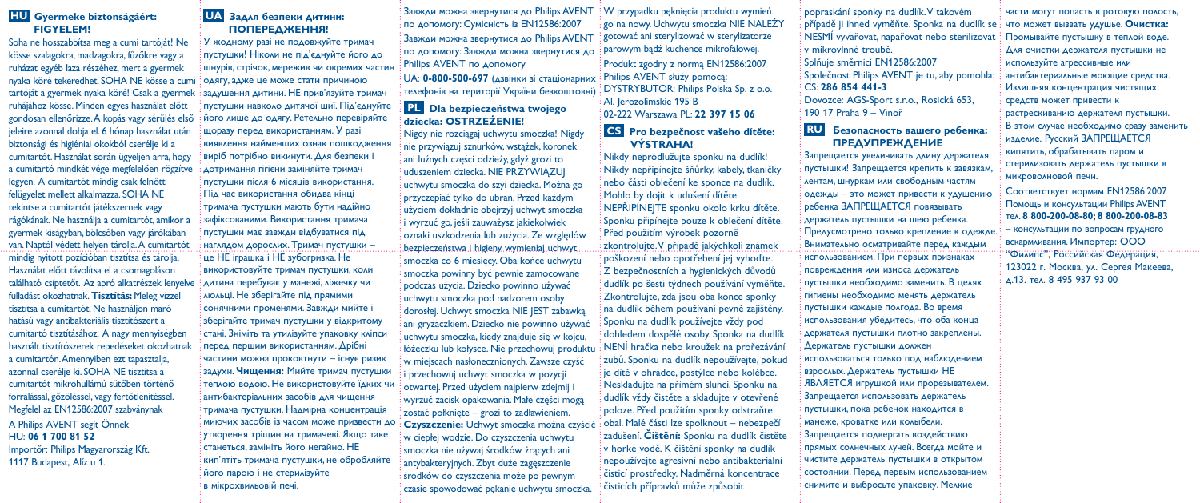## HU Gyermeke biztonságáért: FIGYELEM!

Soha ne hosszabbítsa meg a cumi tartóját! Ne kösse szalagokra, madzagokra, fűzőkre vagy a ruházat egyéb laza részéhez, mert a gyermek nyaka köré tekeredhet. SOHA NE kösse a cumi tartóját a gyermek nyaka köré! Csak a gyermek ruhájához kösse. Minden egyes használat előtt gondosan ellenőrizze. A kopás vagy sérülés első jeleire azonnal dobja el. 6 hónap használat után biztonsági és higiéniai okokból cserélje ki a cumitartót. Használat során ügyeljen arra, hogy a cumitartó mindkét vége megfelelően rögzítve legyen. A cumitartót mindig csak felnőtt felügyelet mellett alkalmazza. SOHA NE tekintse a cumitartót játékszernek vagy rágókának. Ne használja a cumitartót, amikor a gyermek kiságyban, bölcsőben vagy járókában van. Naptól védett helyen tárolja. A cumitartót mindig nyitott pozícióban tisztítsa és tárolja. Használat előtt távolítsa el a csomagoláson található csíptetőt. Az apró alkatrészek lenyelve fulladást okozhatnak. **Tisztítás:** Meleg vízzel tisztítsa a cumitartót. Ne használjon maró hatású vagy antibakteriális tisztítószert a cumitartó tisztításához. A nagy mennyiségben használt tisztítószerek repedéseket okozhatnak a cumitartón. Amennyiben ezt tapasztalja, azonnal cserélje ki. SOHA NE tisztítsa a cumitartót mikrohullámú sütőben történő forralással, gőzöléssel, vagy fertőtlenítéssel. Megfelel az EN12586:2007 szabványnak

A Philips AVENT segít Önnek
HU: **06 1 700 81 52**
Importőr: Philips Magyarország Kft.
1117 Budapest, Alíz u 1.

## UA Задля безпеки дитини: ПОПЕРЕДЖЕННЯ!

У жодному разі не подовжуйте тримач пустушки! Ніколи не під'єднуйте його до шнурів, стрічок, мереживів чи окремих частин одягу, адже це може стати причиною удушення дитини. НЕ прив'язуйте тримач пустушки навколо дитячої шиї. Під'єднуйте його лише до одягу. Ретельно перевіряйте щоразу перед використанням. У разі виявлення найменших ознак пошкодження виріб потрібно викинути. Для безпеки і дотримання гігієни заміняйте тримач пустушки після 6 місяців використання. Під час використання обидва кінці тримача пустушки мають бути надійно зафіксованими. Використання тримача пустушки має завжди відбуватися під наглядом дорослих. Тримач пустушки – це НЕ іграшка і НЕ зубогризка. Не використовуйте тримач пустушки, коли дитина перебуває у манежі, ліжечку чи люльці. Не зберігайте під прямими сонячними променями. Завжди мийте і зберігайте тримач пустушки у відкритому стані. Зніміть та утилізуйте упаковку кліпси перед першим використанням. Дрібні частини може проковтнути – існує ризик задухи. **Чищення:** Мийте тримач пустушки теплою водою. Не використовуйте їдких чи антибактеріальних засобів для чищення тримача пустушки. Надмірна концентрація миючих засобів із часом може призвести до утворення тріщин на тримачеві. Якщо таке станеться, замініть його негайно. НЕ кип'ятіть тримача пустушки, не обробляйте його парою і не стерилізуйте в мікрохвильовій печі.

Завжди можна звернутися до Philips AVENT по допомогу: Сумісність із EN12586:2007
Завжди можна звернутися до Philips AVENT по допомогу: Завжди можна звернутися до Philips AVENT по допомогу
UA: **0-800-500-697** (дзвінки зі стаціонарних телефонів на території України безкоштовні)

## PL Dla bezpieczeństwa twojego dziecka: OSTRZEŻENIE!

Nigdy nie rozciągaj uchwytu smoczka! Nigdy nie przywiązuj sznurków, wstążek, koronek ani luźnych części odzieży, gdyż grozi to uduszeniem dziecka. NIE PRZYWIĄZUJ uchwytu smoczka do szyi dziecka. Można go przyczepiać tylko do ubrań. Przed każdym użyciem dokładnie obejrzyj uchwyt smoczka i wyrzuć go, jeśli zauważysz jakiekolwiek oznaki uszkodzenia lub zużycia. Ze względów bezpieczeństwa i higieny wymieniaj uchwyt smoczka co 6 miesięcy. Oba końce uchwytu smoczka powinny być pewnie zamocowane podczas użycia. Dziecko powinno używać uchwytu smoczka pod nadzorem osoby dorosłej. Uchwyt smoczka NIE JEST zabawką ani gryzaczkiem. Dziecko nie powinno używać uchwytu smoczka, kiedy znajduje się w kojcu, łóżeczku lub kołysce. Nie przechowuj produktu w miejscach nasłonecznionych. Zawsze czyść i przechowuj uchwyt smoczka w pozycji otwartej. Przed użyciem najpierw zdejmij i wyrzuć zacisk opakowania. Małe części mogą zostać połknięte – grozi to zadławieniem. **Czyszczenie:** Uchwyt smoczka można czyścić w ciepłej wodzie. Do czyszczenia uchwytu smoczka nie używaj środków żrących ani antybakteryjnych. Zbyt duże zagęszczenie środków do czyszczenia może po pewnym czasie spowodować pękanie uchwytu smoczka. W przypadku pęknięcia produktu wymień go na nowy. Uchwytu smoczka NIE NALEŻY gotować ani sterylizować w sterylizatorze parowym bądź kuchence mikrofalowej.

Produkt zgodny z normą EN12586:2007
Philips AVENT służy pomocą:
DYSTRYBUTOR: Philips Polska Sp. z o.o.
Al. Jerozolimskie 195 B
02-222 Warszawa PL: **22 397 15 06**

## CS Pro bezpečnost vašeho dítěte: VÝSTRAHA!

Nikdy neprodlužujte sponku na dudlík! Nikdy nepřipínejte šňůrky, kabely, tkaničky nebo části oblečení ke sponce na dudlík. Mohlo by dojít k udušení dítěte. NEPŘIPÍNEJTE sponku okolo krku dítěte. Sponku připínejte pouze k oblečení dítěte. Před použitím výrobek pozorně zkontrolujte. V případě jakýchkoli známek poškození nebo opotřebení jej vyhoďte. Z bezpečnostních a hygienických důvodů dudlík po šesti týdnech používání vyměňte. Zkontrolujte, zda jsou oba konce sponky na dudlík během používání pevně zajištěny. Sponku na dudlík používejte vždy pod dohledem dospělé osoby. Sponka na dudlík NENÍ hračka nebo kroužek na prořezávání zubů. Sponku na dudlík nepoužívejte, pokud je dítě v ohrádce, postýlce nebo kolébce. Neskladujte na přímém slunci. Sponku na dudlík vždy čistěte a skladujte v otevřené poloze. Před použitím sponky odstraňte obal. Malé části lze spolknout – nebezpečí zadušení. **Čištění:** Sponku na dudlík čistěte v horké vodě. K čištění sponky na dudlík nepoužívejte agresivní nebo antibakteriální čisticí prostředky. Nadměrná koncentrace čisticích přípravků může způsobit popraskání sponky na dudlík. V takovém případě ji ihned vyměňte. Sponka na dudlík se NESMÍ vyvařovat, napařovat nebo sterilizovat v mikrovlnné troubě.
Splňuje směrnici EN12586:2007
Společnost Philips AVENT je tu, aby pomohla:
CS: **286 854 441-3**
Dovozce: AGS-Sport s.r.o., Rosická 653,
190 17 Praha 9 – Vinoř

## RU Безопасность вашего ребенка: ПРЕДУПРЕЖДЕНИЕ

Запрещается увеличивать длину держателя пустышки! Запрещается крепить к завязкам, лентам, шнуркам или свободным частям одежды – это может привести к удушению ребенка ЗАПРЕЩАЕТСЯ повязывать держатель пустышки на шею ребенка. Предусмотрено только крепление к одежде. Внимательно осматривайте перед каждым использованием. При первых признаках повреждения или износа держатель пустышки необходимо заменить. В целях гигиены необходимо менять держатель пустышки каждые полгода. Во время использования убедитесь, что оба конца держателя пустышки плотно закреплены. Держатель пустышки должен использоваться только под наблюдением взрослых. Держатель пустышки НЕ ЯВЛЯЕТСЯ игрушкой или прорезывателем. Запрещается использовать держатель пустышки, пока ребенок находится в манеже, кроватке или колыбели. Запрещается подвергать воздействию прямых солнечных лучей. Всегда мойте и чистите держатель пустышки в открытом состоянии. Перед первым использованием снимите и выбросьте упаковку. Мелкие части могут попасть в ротовую полость, что может вызвать удушье. **Очистка:** Промывайте пустышку в теплой воде. Для очистки держателя пустышки не используйте агрессивные или антибактериальные моющие средства. Излишняя концентрация чистящих средств может привести к растрескиванию держателя пустышки. В этом случае необходимо сразу заменить изделие. Русский ЗАПРЕЩАЕТСЯ кипятить, обрабатывать паром и стерилизовать держатель пустышки в микроволновой печи.

Соответствует нормам EN12586:2007
Помощь и консультации Philips AVENT
тел. **8 800-200-08-80; 8 800-200-08-83**
– консультации по вопросам грудного вскармливания. Импортер: ООО "Филипс", Российская Федерация, 123022 г. Москва, ул. Сергея Макеева, д.13. тел. 8 495 937 93 00